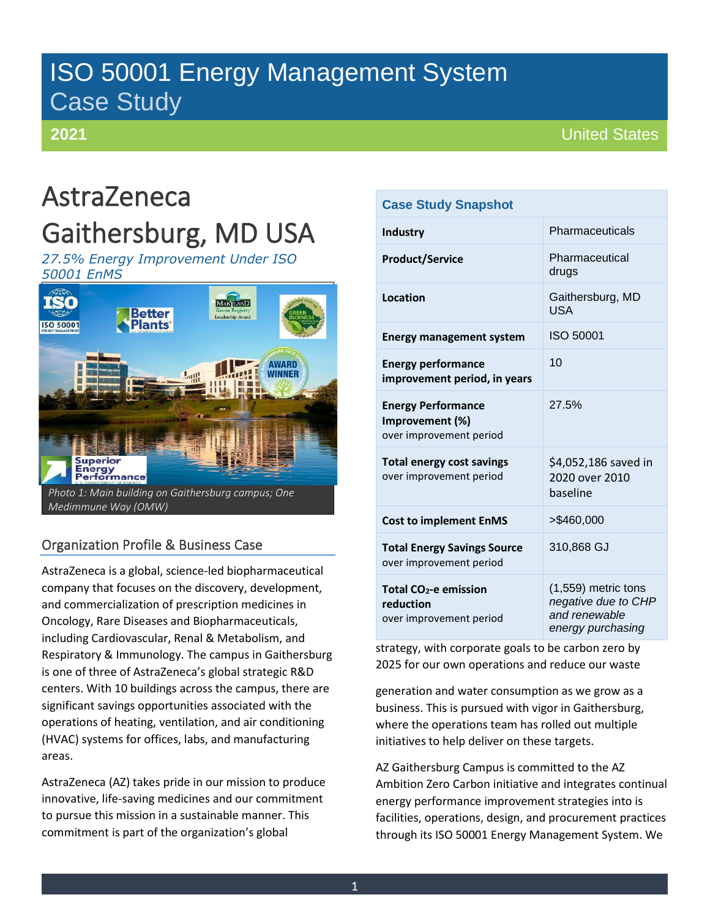# ISO 50001 Energy Management System Case Study

**2021** United States

# AstraZeneca Gaithersburg, MD USA

*27.5% Energy Improvement Under ISO 50001 EnMS*

*Photo 1: Main building on Gaithersburg campus; One Medimmune Way (OMW)*

| Case Study Snapshot | |
|---|---|
| **Industry** | Pharmaceuticals |
| **Product/Service** | Pharmaceutical drugs |
| **Location** | Gaithersburg, MD USA |
| **Energy management system** | ISO 50001 |
| **Energy performance improvement period, in years** | 10 |
| **Energy Performance Improvement (%)** over improvement period | 27.5% |
| **Total energy cost savings** over improvement period | \$4,052,186 saved in 2020 over 2010 baseline |
| **Cost to implement EnMS** | >\$460,000 |
| **Total Energy Savings Source** over improvement period | 310,868 GJ |
| **Total $CO_2$-e emission reduction** over improvement period | (1,559) metric tons *negative due to CHP and renewable energy purchasing* |

## Organization Profile & Business Case

AstraZeneca is a global, science-led biopharmaceutical company that focuses on the discovery, development, and commercialization of prescription medicines in Oncology, Rare Diseases and Biopharmaceuticals, including Cardiovascular, Renal & Metabolism, and Respiratory & Immunology. The campus in Gaithersburg is one of three of AstraZeneca's global strategic R&D centers. With 10 buildings across the campus, there are significant savings opportunities associated with the operations of heating, ventilation, and air conditioning (HVAC) systems for offices, labs, and manufacturing areas.

AstraZeneca (AZ) takes pride in our mission to produce innovative, life-saving medicines and our commitment to pursue this mission in a sustainable manner. This commitment is part of the organization's global strategy, with corporate goals to be carbon zero by 2025 for our own operations and reduce our waste generation and water consumption as we grow as a business. This is pursued with vigor in Gaithersburg, where the operations team has rolled out multiple initiatives to help deliver on these targets.

AZ Gaithersburg Campus is committed to the AZ Ambition Zero Carbon initiative and integrates continual energy performance improvement strategies into is facilities, operations, design, and procurement practices through its ISO 50001 Energy Management System. We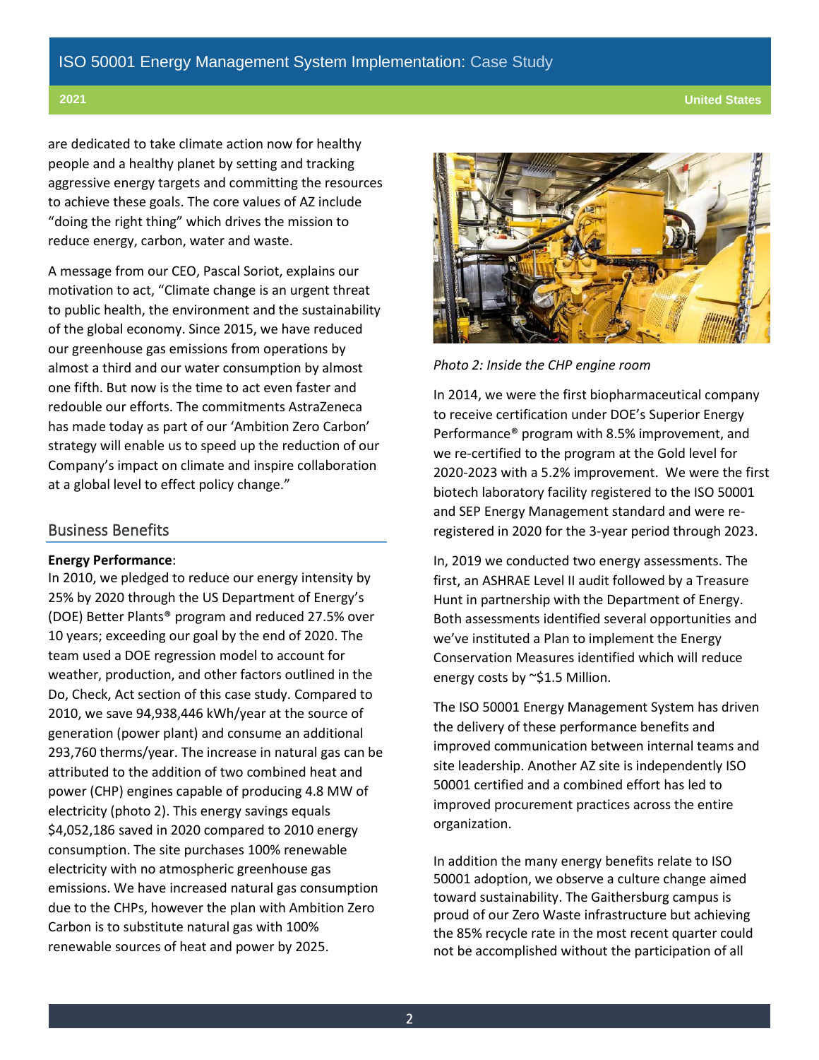are dedicated to take climate action now for healthy people and a healthy planet by setting and tracking aggressive energy targets and committing the resources to achieve these goals. The core values of AZ include "doing the right thing" which drives the mission to reduce energy, carbon, water and waste.

A message from our CEO, Pascal Soriot, explains our motivation to act, "Climate change is an urgent threat to public health, the environment and the sustainability of the global economy. Since 2015, we have reduced our greenhouse gas emissions from operations by almost a third and our water consumption by almost one fifth. But now is the time to act even faster and redouble our efforts. The commitments AstraZeneca has made today as part of our 'Ambition Zero Carbon' strategy will enable us to speed up the reduction of our Company's impact on climate and inspire collaboration at a global level to effect policy change."

## Business Benefits

**Energy Performance**:
In 2010, we pledged to reduce our energy intensity by 25% by 2020 through the US Department of Energy's (DOE) Better Plants® program and reduced 27.5% over 10 years; exceeding our goal by the end of 2020. The team used a DOE regression model to account for weather, production, and other factors outlined in the Do, Check, Act section of this case study. Compared to 2010, we save 94,938,446 kWh/year at the source of generation (power plant) and consume an additional 293,760 therms/year. The increase in natural gas can be attributed to the addition of two combined heat and power (CHP) engines capable of producing 4.8 MW of electricity (photo 2). This energy savings equals $4,052,186 saved in 2020 compared to 2010 energy consumption. The site purchases 100% renewable electricity with no atmospheric greenhouse gas emissions. We have increased natural gas consumption due to the CHPs, however the plan with Ambition Zero Carbon is to substitute natural gas with 100% renewable sources of heat and power by 2025.

*Photo 2: Inside the CHP engine room*

In 2014, we were the first biopharmaceutical company to receive certification under DOE's Superior Energy Performance® program with 8.5% improvement, and we re-certified to the program at the Gold level for 2020-2023 with a 5.2% improvement. We were the first biotech laboratory facility registered to the ISO 50001 and SEP Energy Management standard and were re-registered in 2020 for the 3-year period through 2023.

In, 2019 we conducted two energy assessments. The first, an ASHRAE Level II audit followed by a Treasure Hunt in partnership with the Department of Energy. Both assessments identified several opportunities and we've instituted a Plan to implement the Energy Conservation Measures identified which will reduce energy costs by ~$1.5 Million.

The ISO 50001 Energy Management System has driven the delivery of these performance benefits and improved communication between internal teams and site leadership. Another AZ site is independently ISO 50001 certified and a combined effort has led to improved procurement practices across the entire organization.

In addition the many energy benefits relate to ISO 50001 adoption, we observe a culture change aimed toward sustainability. The Gaithersburg campus is proud of our Zero Waste infrastructure but achieving the 85% recycle rate in the most recent quarter could not be accomplished without the participation of all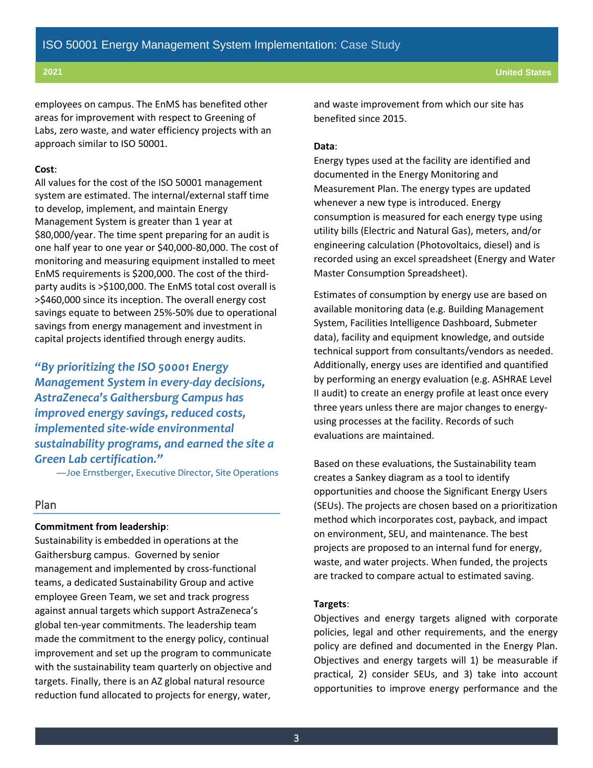employees on campus. The EnMS has benefited other areas for improvement with respect to Greening of Labs, zero waste, and water efficiency projects with an approach similar to ISO 50001.

**Cost**:
All values for the cost of the ISO 50001 management system are estimated. The internal/external staff time to develop, implement, and maintain Energy Management System is greater than 1 year at $80,000/year. The time spent preparing for an audit is one half year to one year or $40,000-80,000. The cost of monitoring and measuring equipment installed to meet EnMS requirements is $200,000. The cost of the third-party audits is >$100,000. The EnMS total cost overall is >$460,000 since its inception. The overall energy cost savings equate to between 25%-50% due to operational savings from energy management and investment in capital projects identified through energy audits.

> ***"By prioritizing the ISO 50001 Energy Management System in every-day decisions, AstraZeneca's Gaithersburg Campus has improved energy savings, reduced costs, implemented site-wide environmental sustainability programs, and earned the site a Green Lab certification."***
>
> —Joe Ernstberger, Executive Director, Site Operations

## Plan

**Commitment from leadership**:
Sustainability is embedded in operations at the Gaithersburg campus. Governed by senior management and implemented by cross-functional teams, a dedicated Sustainability Group and active employee Green Team, we set and track progress against annual targets which support AstraZeneca's global ten-year commitments. The leadership team made the commitment to the energy policy, continual improvement and set up the program to communicate with the sustainability team quarterly on objective and targets. Finally, there is an AZ global natural resource reduction fund allocated to projects for energy, water, and waste improvement from which our site has benefited since 2015.

**Data**:
Energy types used at the facility are identified and documented in the Energy Monitoring and Measurement Plan. The energy types are updated whenever a new type is introduced. Energy consumption is measured for each energy type using utility bills (Electric and Natural Gas), meters, and/or engineering calculation (Photovoltaics, diesel) and is recorded using an excel spreadsheet (Energy and Water Master Consumption Spreadsheet).

Estimates of consumption by energy use are based on available monitoring data (e.g. Building Management System, Facilities Intelligence Dashboard, Submeter data), facility and equipment knowledge, and outside technical support from consultants/vendors as needed. Additionally, energy uses are identified and quantified by performing an energy evaluation (e.g. ASHRAE Level II audit) to create an energy profile at least once every three years unless there are major changes to energy-using processes at the facility. Records of such evaluations are maintained.

Based on these evaluations, the Sustainability team creates a Sankey diagram as a tool to identify opportunities and choose the Significant Energy Users (SEUs). The projects are chosen based on a prioritization method which incorporates cost, payback, and impact on environment, SEU, and maintenance. The best projects are proposed to an internal fund for energy, waste, and water projects. When funded, the projects are tracked to compare actual to estimated saving.

**Targets**:
Objectives and energy targets aligned with corporate policies, legal and other requirements, and the energy policy are defined and documented in the Energy Plan. Objectives and energy targets will 1) be measurable if practical, 2) consider SEUs, and 3) take into account opportunities to improve energy performance and the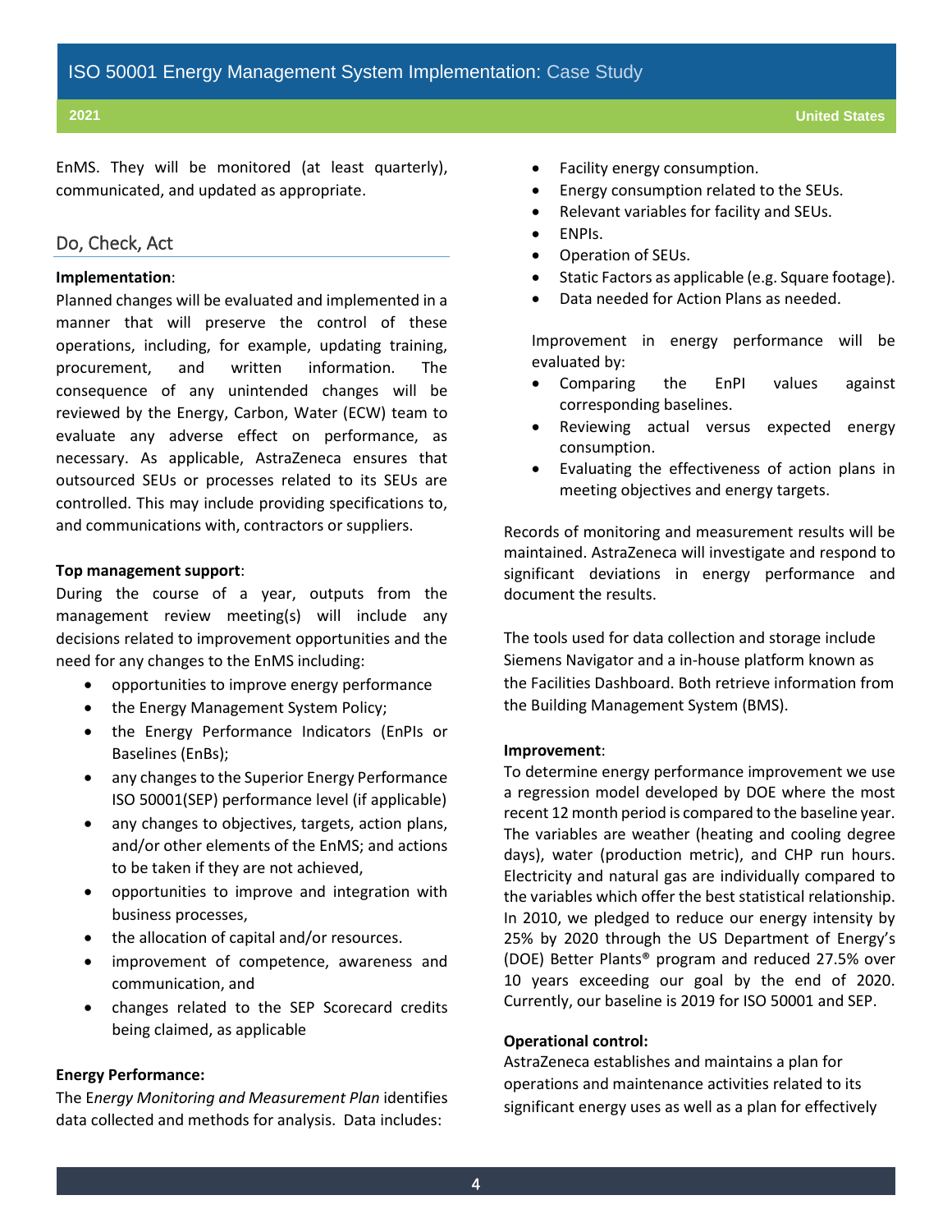EnMS. They will be monitored (at least quarterly), communicated, and updated as appropriate.

## Do, Check, Act

**Implementation**:

Planned changes will be evaluated and implemented in a manner that will preserve the control of these operations, including, for example, updating training, procurement, and written information. The consequence of any unintended changes will be reviewed by the Energy, Carbon, Water (ECW) team to evaluate any adverse effect on performance, as necessary. As applicable, AstraZeneca ensures that outsourced SEUs or processes related to its SEUs are controlled. This may include providing specifications to, and communications with, contractors or suppliers.

**Top management support**:

During the course of a year, outputs from the management review meeting(s) will include any decisions related to improvement opportunities and the need for any changes to the EnMS including:

- opportunities to improve energy performance
- the Energy Management System Policy;
- the Energy Performance Indicators (EnPIs or Baselines (EnBs);
- any changes to the Superior Energy Performance ISO 50001(SEP) performance level (if applicable)
- any changes to objectives, targets, action plans, and/or other elements of the EnMS; and actions to be taken if they are not achieved,
- opportunities to improve and integration with business processes,
- the allocation of capital and/or resources.
- improvement of competence, awareness and communication, and
- changes related to the SEP Scorecard credits being claimed, as applicable

**Energy Performance:**

The E*nergy Monitoring and Measurement Plan* identifies data collected and methods for analysis. Data includes:

- Facility energy consumption.
- Energy consumption related to the SEUs.
- Relevant variables for facility and SEUs.
- ENPIs.
- Operation of SEUs.
- Static Factors as applicable (e.g. Square footage).
- Data needed for Action Plans as needed.

Improvement in energy performance will be evaluated by:

- Comparing the EnPI values against corresponding baselines.
- Reviewing actual versus expected energy consumption.
- Evaluating the effectiveness of action plans in meeting objectives and energy targets.

Records of monitoring and measurement results will be maintained. AstraZeneca will investigate and respond to significant deviations in energy performance and document the results.

The tools used for data collection and storage include Siemens Navigator and a in-house platform known as the Facilities Dashboard. Both retrieve information from the Building Management System (BMS).

**Improvement**:

To determine energy performance improvement we use a regression model developed by DOE where the most recent 12 month period is compared to the baseline year. The variables are weather (heating and cooling degree days), water (production metric), and CHP run hours. Electricity and natural gas are individually compared to the variables which offer the best statistical relationship. In 2010, we pledged to reduce our energy intensity by 25% by 2020 through the US Department of Energy's (DOE) Better Plants® program and reduced 27.5% over 10 years exceeding our goal by the end of 2020. Currently, our baseline is 2019 for ISO 50001 and SEP.

**Operational control:**

AstraZeneca establishes and maintains a plan for operations and maintenance activities related to its significant energy uses as well as a plan for effectively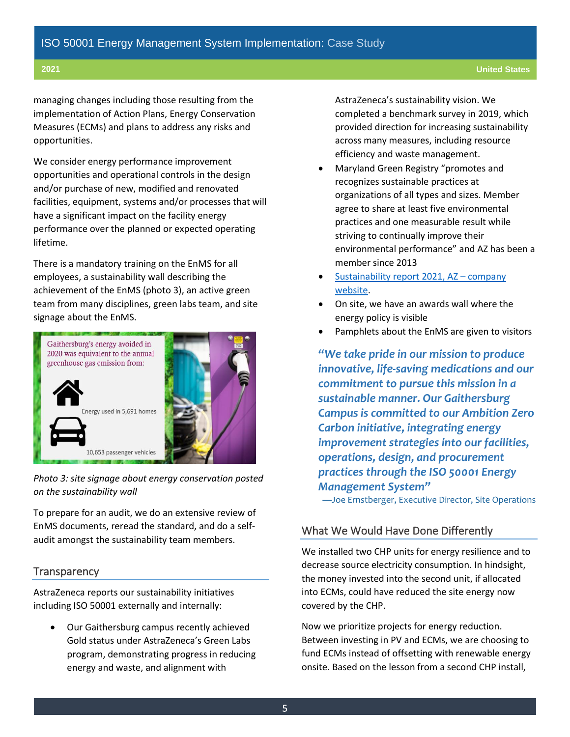managing changes including those resulting from the implementation of Action Plans, Energy Conservation Measures (ECMs) and plans to address any risks and opportunities.

We consider energy performance improvement opportunities and operational controls in the design and/or purchase of new, modified and renovated facilities, equipment, systems and/or processes that will have a significant impact on the facility energy performance over the planned or expected operating lifetime.

There is a mandatory training on the EnMS for all employees, a sustainability wall describing the achievement of the EnMS (photo 3), an active green team from many disciplines, green labs team, and site signage about the EnMS.

Gaithersburg's energy avoided in 2020 was equivalent to the annual greenhouse gas emission from:

Energy used in 5,691 homes

10,653 passenger vehicles

*Photo 3: site signage about energy conservation posted on the sustainability wall*

To prepare for an audit, we do an extensive review of EnMS documents, reread the standard, and do a self-audit amongst the sustainability team members.

## Transparency

AstraZeneca reports our sustainability initiatives including ISO 50001 externally and internally:

- Our Gaithersburg campus recently achieved Gold status under AstraZeneca's Green Labs program, demonstrating progress in reducing energy and waste, and alignment with AstraZeneca's sustainability vision. We completed a benchmark survey in 2019, which provided direction for increasing sustainability across many measures, including resource efficiency and waste management.
- Maryland Green Registry "promotes and recognizes sustainable practices at organizations of all types and sizes. Member agree to share at least five environmental practices and one measurable result while striving to continually improve their environmental performance" and AZ has been a member since 2013
- Sustainability report 2021, AZ – company website.
- On site, we have an awards wall where the energy policy is visible
- Pamphlets about the EnMS are given to visitors

***"We take pride in our mission to produce innovative, life-saving medications and our commitment to pursue this mission in a sustainable manner. Our Gaithersburg Campus is committed to our Ambition Zero Carbon initiative, integrating energy improvement strategies into our facilities, operations, design, and procurement practices through the ISO 50001 Energy Management System"***

—Joe Ernstberger, Executive Director, Site Operations

## What We Would Have Done Differently

We installed two CHP units for energy resilience and to decrease source electricity consumption. In hindsight, the money invested into the second unit, if allocated into ECMs, could have reduced the site energy now covered by the CHP.

Now we prioritize projects for energy reduction. Between investing in PV and ECMs, we are choosing to fund ECMs instead of offsetting with renewable energy onsite. Based on the lesson from a second CHP install,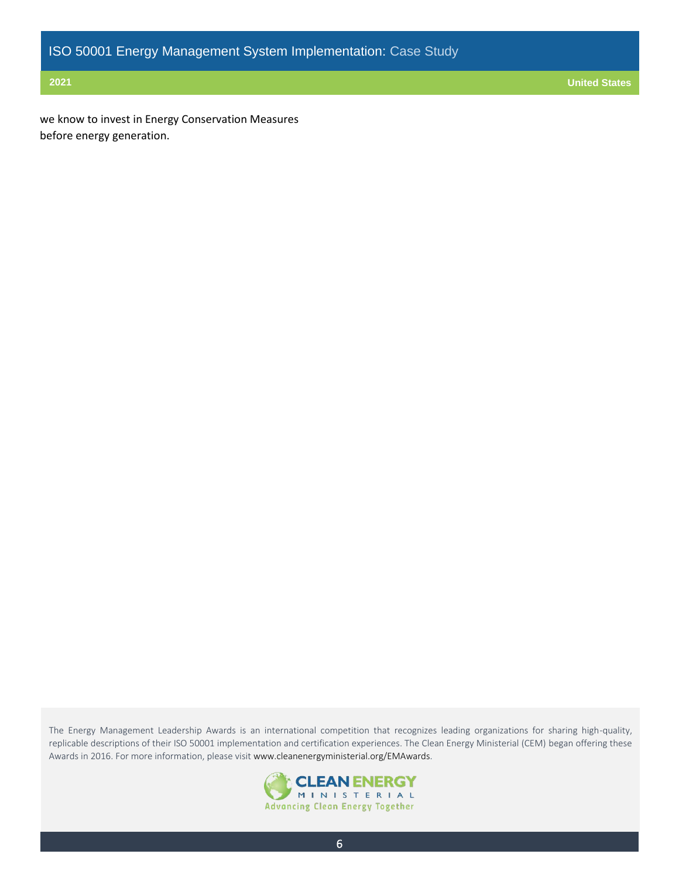we know to invest in Energy Conservation Measures before energy generation.

The Energy Management Leadership Awards is an international competition that recognizes leading organizations for sharing high-quality, replicable descriptions of their ISO 50001 implementation and certification experiences. The Clean Energy Ministerial (CEM) began offering these Awards in 2016. For more information, please visit www.cleanenergyministerial.org/EMAwards.

CLEAN ENERGY MINISTERIAL
Advancing Clean Energy Together